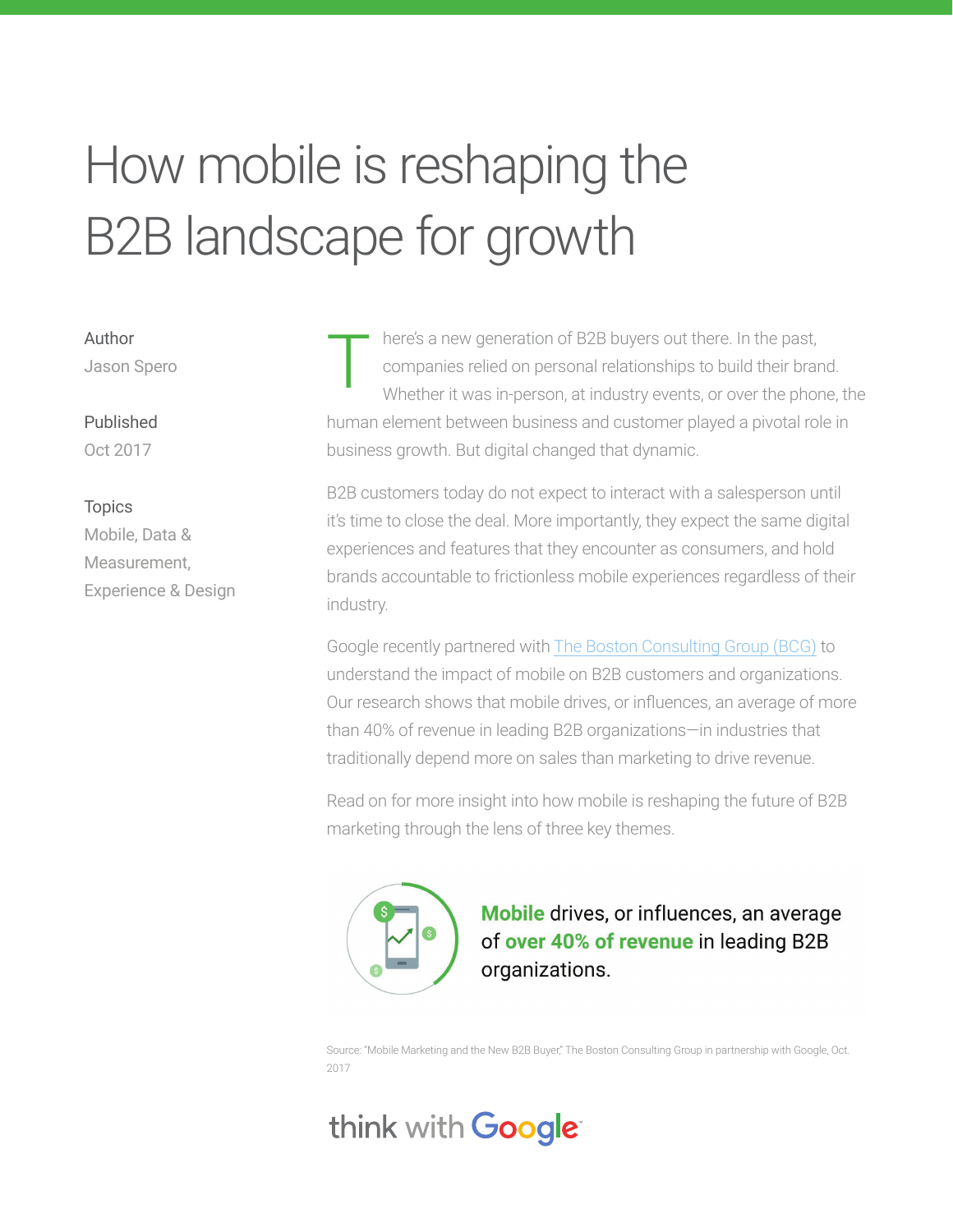# How mobile is reshaping the B2B landscape for growth

Author
Jason Spero

Published
Oct 2017

Topics
Mobile, Data & Measurement, Experience & Design

There's a new generation of B2B buyers out there. In the past, companies relied on personal relationships to build their brand. Whether it was in-person, at industry events, or over the phone, the human element between business and customer played a pivotal role in business growth. But digital changed that dynamic.

B2B customers today do not expect to interact with a salesperson until it's time to close the deal. More importantly, they expect the same digital experiences and features that they encounter as consumers, and hold brands accountable to frictionless mobile experiences regardless of their industry.

Google recently partnered with The Boston Consulting Group (BCG) to understand the impact of mobile on B2B customers and organizations. Our research shows that mobile drives, or influences, an average of more than 40% of revenue in leading B2B organizations—in industries that traditionally depend more on sales than marketing to drive revenue.

Read on for more insight into how mobile is reshaping the future of B2B marketing through the lens of three key themes.

**Mobile** drives, or influences, an average of **over 40% of revenue** in leading B2B organizations.

Source: "Mobile Marketing and the New B2B Buyer," The Boston Consulting Group in partnership with Google, Oct. 2017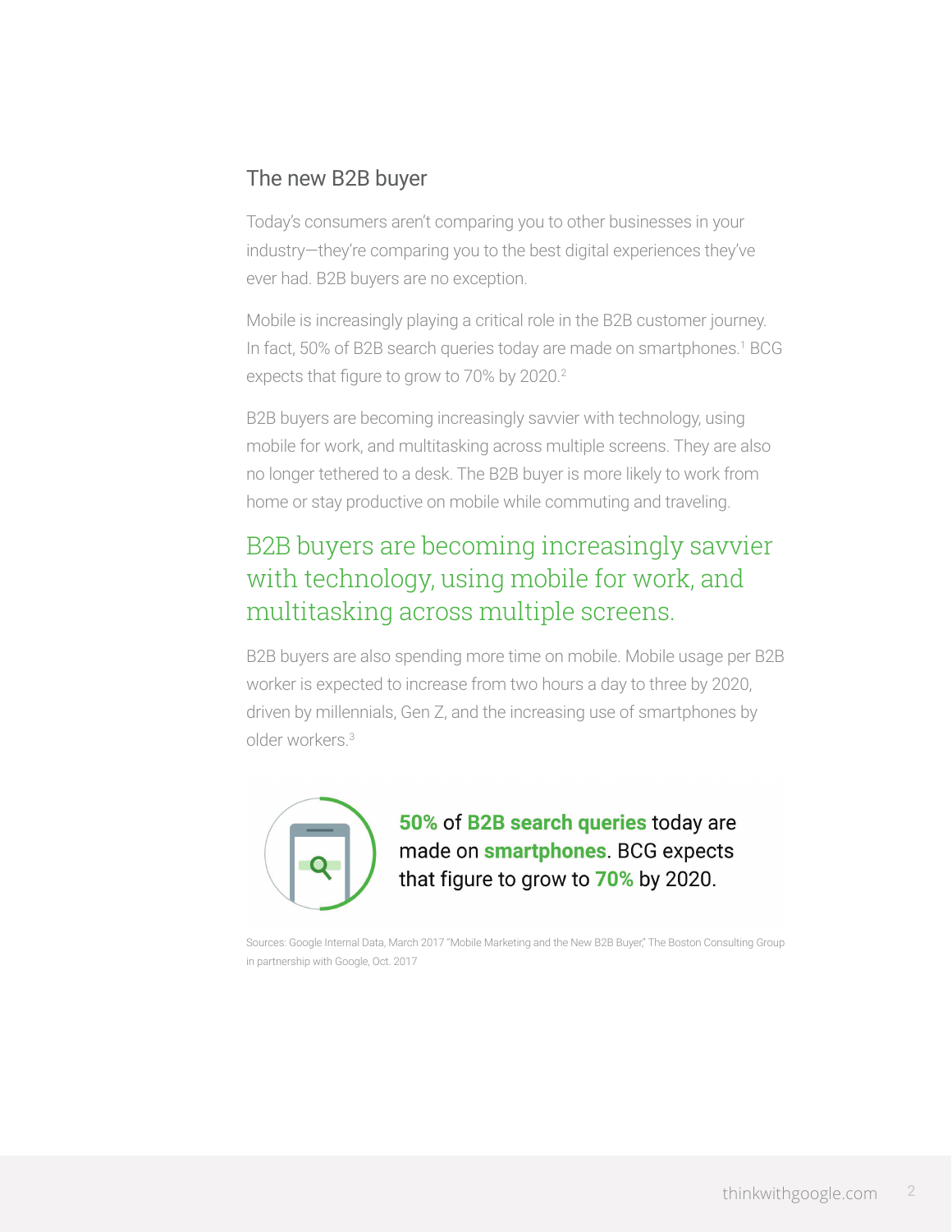## The new B2B buyer

Today's consumers aren't comparing you to other businesses in your industry—they're comparing you to the best digital experiences they've ever had. B2B buyers are no exception.

Mobile is increasingly playing a critical role in the B2B customer journey. In fact, 50% of B2B search queries today are made on smartphones.[1] BCG expects that figure to grow to 70% by 2020.[2]

B2B buyers are becoming increasingly savvier with technology, using mobile for work, and multitasking across multiple screens. They are also no longer tethered to a desk. The B2B buyer is more likely to work from home or stay productive on mobile while commuting and traveling.

> B2B buyers are becoming increasingly savvier with technology, using mobile for work, and multitasking across multiple screens.

B2B buyers are also spending more time on mobile. Mobile usage per B2B worker is expected to increase from two hours a day to three by 2020, driven by millennials, Gen Z, and the increasing use of smartphones by older workers.[3]

**50%** of **B2B search queries** today are made on **smartphones**. BCG expects that figure to grow to **70%** by 2020.

Sources: Google Internal Data, March 2017 "Mobile Marketing and the New B2B Buyer," The Boston Consulting Group in partnership with Google, Oct. 2017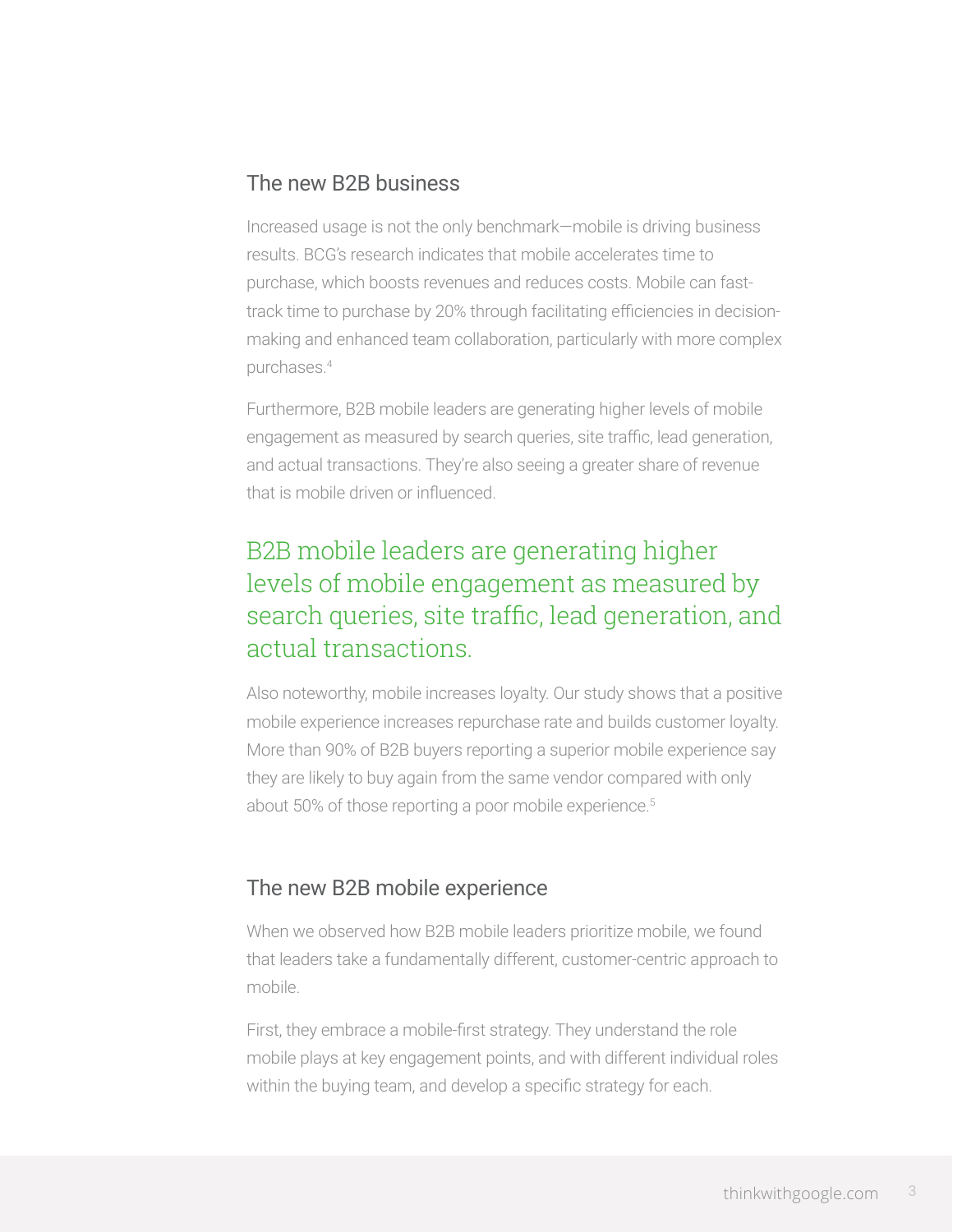## The new B2B business

Increased usage is not the only benchmark—mobile is driving business results. BCG's research indicates that mobile accelerates time to purchase, which boosts revenues and reduces costs. Mobile can fast-track time to purchase by 20% through facilitating efficiencies in decision-making and enhanced team collaboration, particularly with more complex purchases.[4]

Furthermore, B2B mobile leaders are generating higher levels of mobile engagement as measured by search queries, site traffic, lead generation, and actual transactions. They're also seeing a greater share of revenue that is mobile driven or influenced.

> B2B mobile leaders are generating higher levels of mobile engagement as measured by search queries, site traffic, lead generation, and actual transactions.

Also noteworthy, mobile increases loyalty. Our study shows that a positive mobile experience increases repurchase rate and builds customer loyalty. More than 90% of B2B buyers reporting a superior mobile experience say they are likely to buy again from the same vendor compared with only about 50% of those reporting a poor mobile experience.[5]

## The new B2B mobile experience

When we observed how B2B mobile leaders prioritize mobile, we found that leaders take a fundamentally different, customer-centric approach to mobile.

First, they embrace a mobile-first strategy. They understand the role mobile plays at key engagement points, and with different individual roles within the buying team, and develop a specific strategy for each.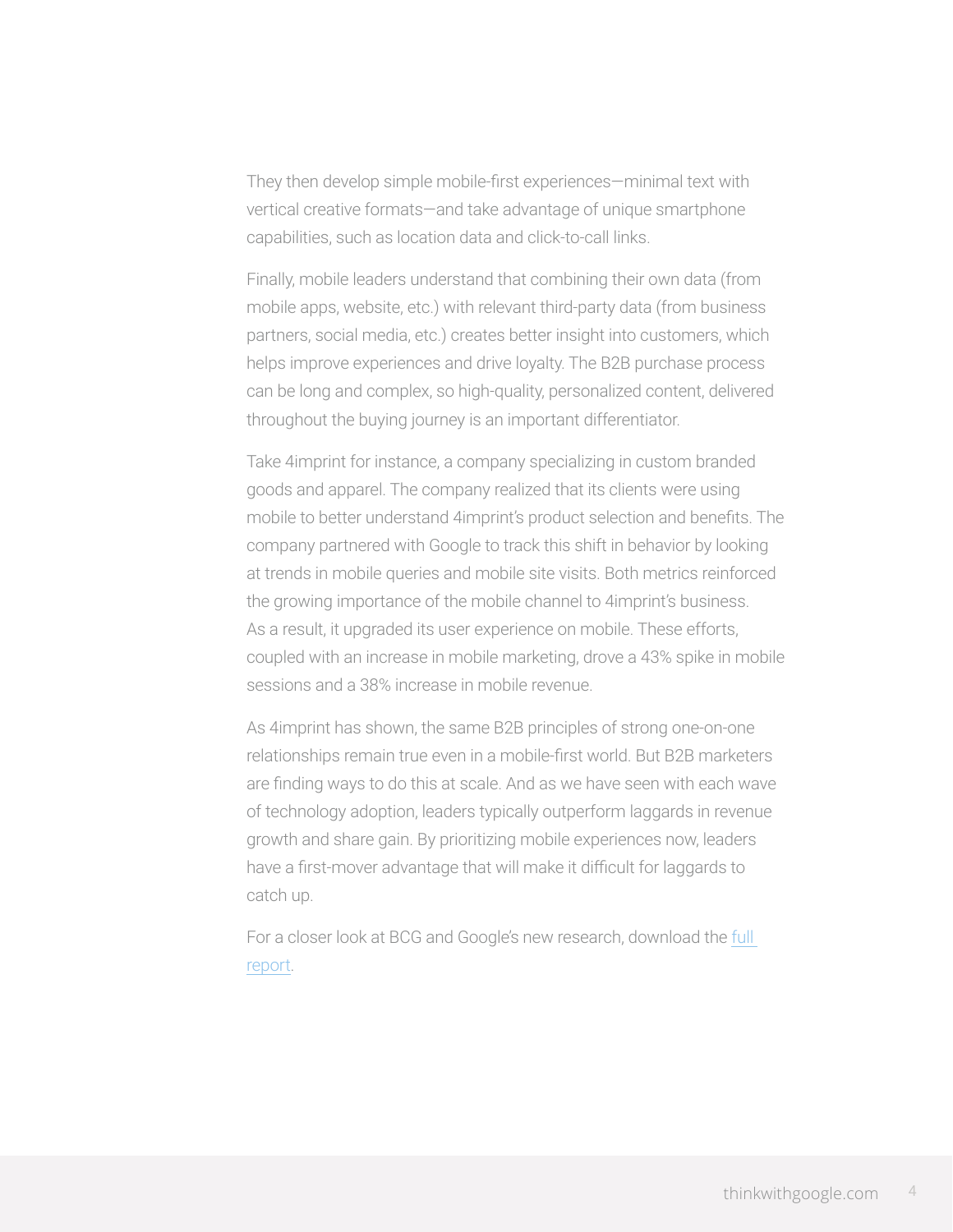They then develop simple mobile-first experiences—minimal text with vertical creative formats—and take advantage of unique smartphone capabilities, such as location data and click-to-call links.

Finally, mobile leaders understand that combining their own data (from mobile apps, website, etc.) with relevant third-party data (from business partners, social media, etc.) creates better insight into customers, which helps improve experiences and drive loyalty. The B2B purchase process can be long and complex, so high-quality, personalized content, delivered throughout the buying journey is an important differentiator.

Take 4imprint for instance, a company specializing in custom branded goods and apparel. The company realized that its clients were using mobile to better understand 4imprint's product selection and benefits. The company partnered with Google to track this shift in behavior by looking at trends in mobile queries and mobile site visits. Both metrics reinforced the growing importance of the mobile channel to 4imprint's business. As a result, it upgraded its user experience on mobile. These efforts, coupled with an increase in mobile marketing, drove a 43% spike in mobile sessions and a 38% increase in mobile revenue.

As 4imprint has shown, the same B2B principles of strong one-on-one relationships remain true even in a mobile-first world. But B2B marketers are finding ways to do this at scale. And as we have seen with each wave of technology adoption, leaders typically outperform laggards in revenue growth and share gain. By prioritizing mobile experiences now, leaders have a first-mover advantage that will make it difficult for laggards to catch up.

For a closer look at BCG and Google's new research, download the full report.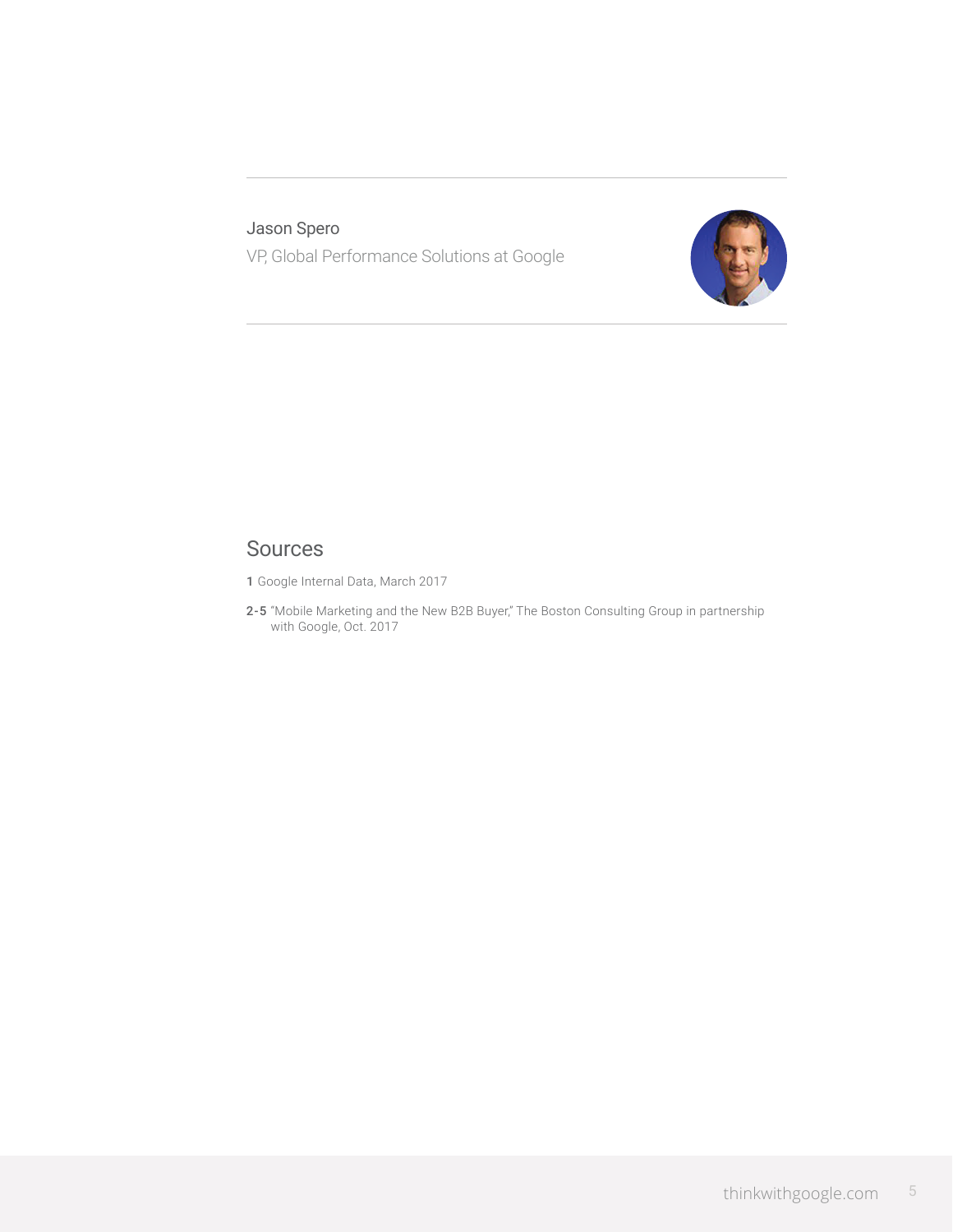Jason Spero

VP, Global Performance Solutions at Google

## Sources

**1** Google Internal Data, March 2017

**2-5** "Mobile Marketing and the New B2B Buyer," The Boston Consulting Group in partnership with Google, Oct. 2017